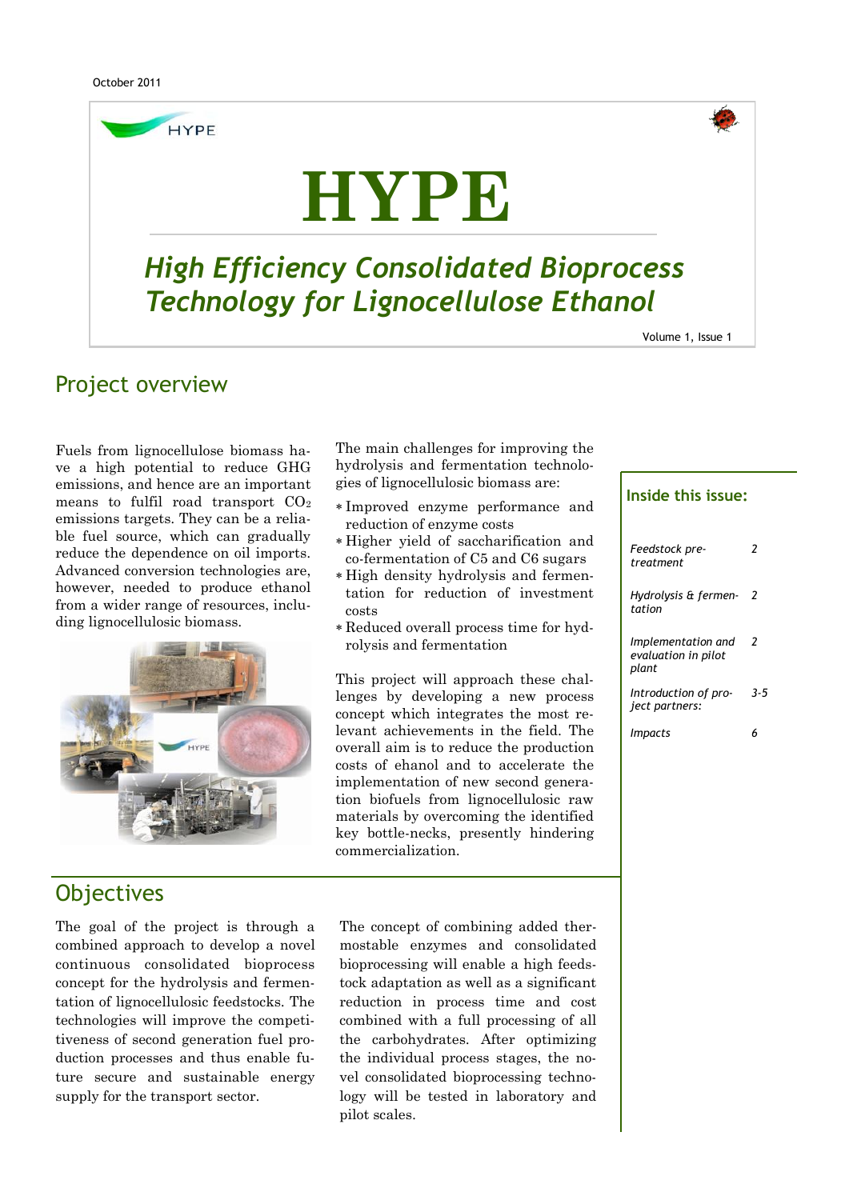October 2011

# HYPE

## High Efficiency Consolidated Bioprocess Technology for Lignocellulose Ethanol

Volume 1, Issue 1

## Project overview

Fuels from lignocellulose biomass have a high potential to reduce GHG emissions, and hence are an important means to fulfil road transport $CO_2$ emissions targets. They can be a reliable fuel source, which can gradually reduce the dependence on oil imports. Advanced conversion technologies are, however, needed to produce ethanol from a wider range of resources, including lignocellulosic biomass.

The main challenges for improving the hydrolysis and fermentation technologies of lignocellulosic biomass are:

- Improved enzyme performance and reduction of enzyme costs
- Higher yield of saccharification and co-fermentation of C5 and C6 sugars
- High density hydrolysis and fermentation for reduction of investment costs
- Reduced overall process time for hydrolysis and fermentation

This project will approach these challenges by developing a new process concept which integrates the most relevant achievements in the field. The overall aim is to reduce the production costs of ehanol and to accelerate the implementation of new second generation biofuels from lignocellulosic raw materials by overcoming the identified key bottle-necks, presently hindering commercialization.

**Inside this issue:**

| | |
|---|---|
| *Feedstock pre-treatment* | 2 |
| *Hydrolysis & fermentation* | 2 |
| *Implementation and evaluation in pilot plant* | 2 |
| *Introduction of project partners:* | 3-5 |
| *Impacts* | 6 |

## Objectives

The goal of the project is through a combined approach to develop a novel continuous consolidated bioprocess concept for the hydrolysis and fermentation of lignocellulosic feedstocks. The technologies will improve the competitiveness of second generation fuel production processes and thus enable future secure and sustainable energy supply for the transport sector.

The concept of combining added thermostable enzymes and consolidated bioprocessing will enable a high feedstock adaptation as well as a significant reduction in process time and cost combined with a full processing of all the carbohydrates. After optimizing the individual process stages, the novel consolidated bioprocessing technology will be tested in laboratory and pilot scales.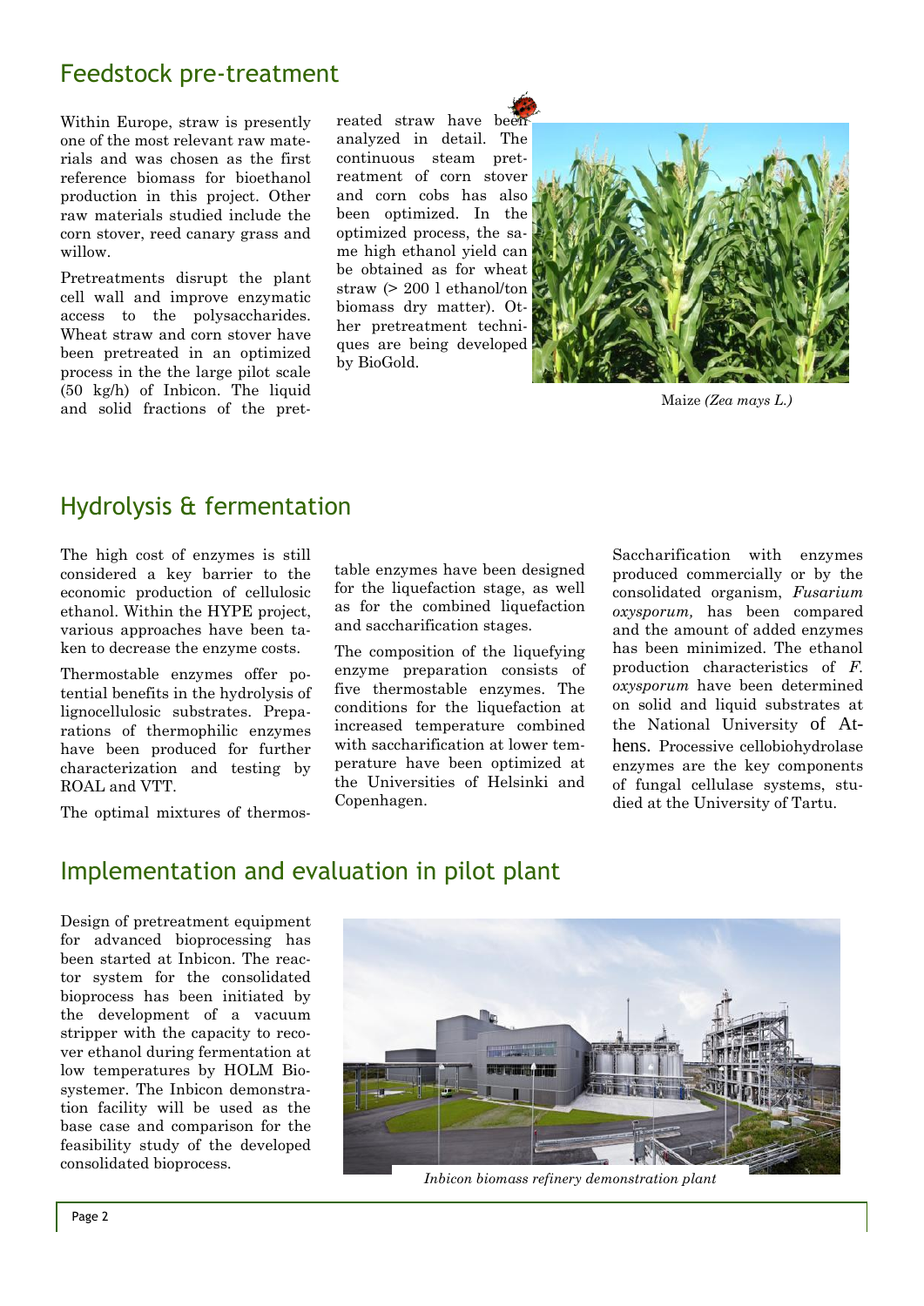## Feedstock pre-treatment

Within Europe, straw is presently one of the most relevant raw materials and was chosen as the first reference biomass for bioethanol production in this project. Other raw materials studied include the corn stover, reed canary grass and willow.

Pretreatments disrupt the plant cell wall and improve enzymatic access to the polysaccharides. Wheat straw and corn stover have been pretreated in an optimized process in the the large pilot scale (50 kg/h) of Inbicon. The liquid and solid fractions of the pretreated straw have been analyzed in detail. The continuous steam pretreatment of corn stover and corn cobs has also been optimized. In the optimized process, the same high ethanol yield can be obtained as for wheat straw (> 200 l ethanol/ton biomass dry matter). Other pretreatment techniques are being developed by BioGold.

Maize *(Zea mays L.)*

## Hydrolysis & fermentation

The high cost of enzymes is still considered a key barrier to the economic production of cellulosic ethanol. Within the HYPE project, various approaches have been taken to decrease the enzyme costs.

Thermostable enzymes offer potential benefits in the hydrolysis of lignocellulosic substrates. Preparations of thermophilic enzymes have been produced for further characterization and testing by ROAL and VTT.

The optimal mixtures of thermostable enzymes have been designed for the liquefaction stage, as well as for the combined liquefaction and saccharification stages.

The composition of the liquefying enzyme preparation consists of five thermostable enzymes. The conditions for the liquefaction at increased temperature combined with saccharification at lower temperature have been optimized at the Universities of Helsinki and Copenhagen.

Saccharification with enzymes produced commercially or by the consolidated organism, *Fusarium oxysporum,* has been compared and the amount of added enzymes has been minimized. The ethanol production characteristics of *F. oxysporum* have been determined on solid and liquid substrates at the National University of Athens. Processive cellobiohydrolase enzymes are the key components of fungal cellulase systems, studied at the University of Tartu.

## Implementation and evaluation in pilot plant

Design of pretreatment equipment for advanced bioprocessing has been started at Inbicon. The reactor system for the consolidated bioprocess has been initiated by the development of a vacuum stripper with the capacity to recover ethanol during fermentation at low temperatures by HOLM Biosystemer. The Inbicon demonstration facility will be used as the base case and comparison for the feasibility study of the developed consolidated bioprocess.

*Inbicon biomass refinery demonstration plant*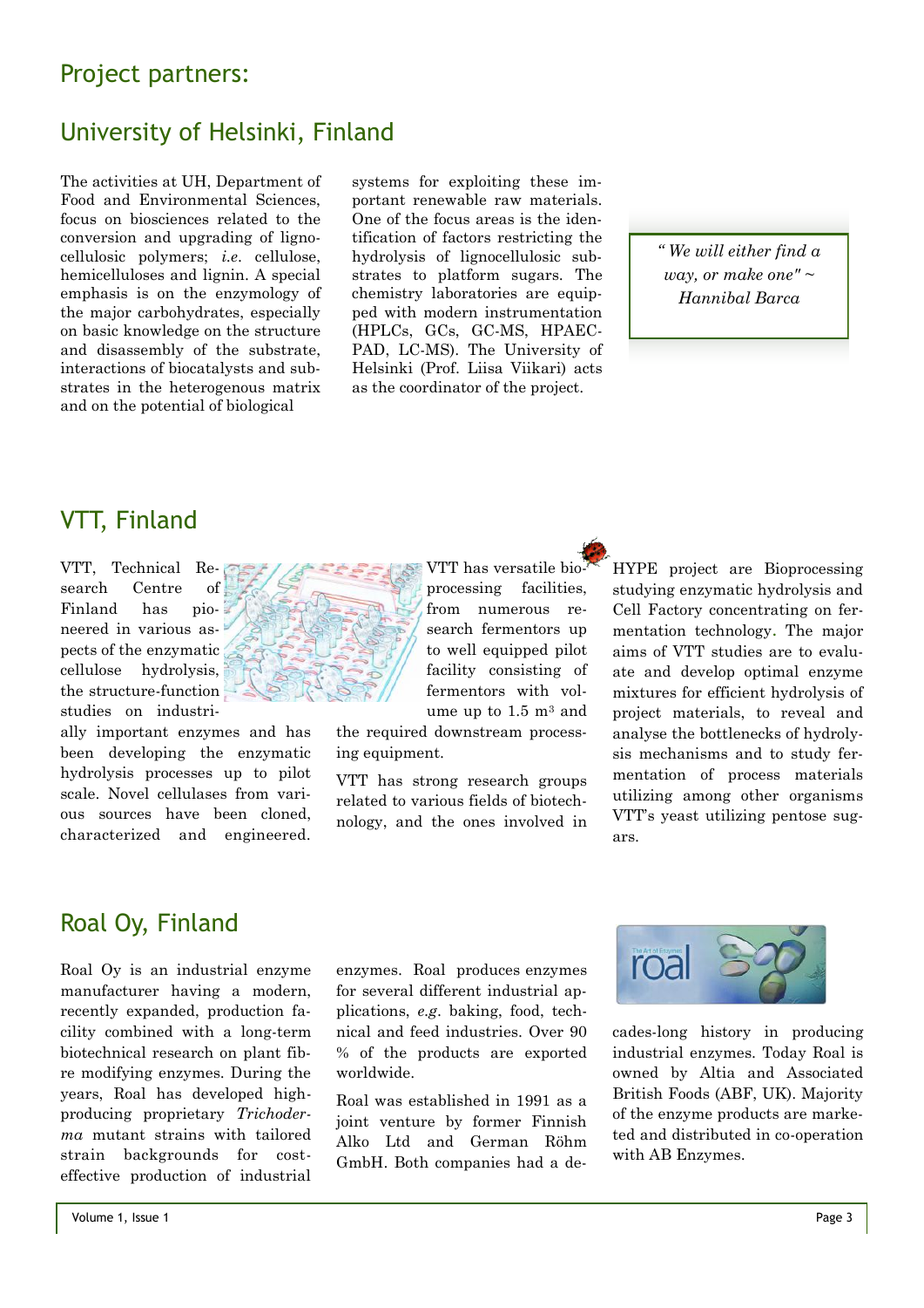# Project partners:

## University of Helsinki, Finland

The activities at UH, Department of Food and Environmental Sciences, focus on biosciences related to the conversion and upgrading of lignocellulosic polymers; *i.e.* cellulose, hemicelluloses and lignin. A special emphasis is on the enzymology of the major carbohydrates, especially on basic knowledge on the structure and disassembly of the substrate, interactions of biocatalysts and substrates in the heterogenous matrix and on the potential of biological systems for exploiting these important renewable raw materials. One of the focus areas is the identification of factors restricting the hydrolysis of lignocellulosic substrates to platform sugars. The chemistry laboratories are equipped with modern instrumentation (HPLCs, GCs, GC-MS, HPAEC-PAD, LC-MS). The University of Helsinki (Prof. Liisa Viikari) acts as the coordinator of the project.

> *" We will either find a way, or make one" ~ Hannibal Barca*

## VTT, Finland

VTT, Technical Research Centre of Finland has pioneered in various aspects of the enzymatic cellulose hydrolysis, the structure-function studies on industrially important enzymes and has been developing the enzymatic hydrolysis processes up to pilot scale. Novel cellulases from various sources have been cloned, characterized and engineered. VTT has versatile bioprocessing facilities, from numerous research fermentors up to well equipped pilot facility consisting of fermentors with volume up to 1.5 $m^3$ and the required downstream processing equipment.

VTT has strong research groups related to various fields of biotechnology, and the ones involved in HYPE project are Bioprocessing studying enzymatic hydrolysis and Cell Factory concentrating on fermentation technology. The major aims of VTT studies are to evaluate and develop optimal enzyme mixtures for efficient hydrolysis of project materials, to reveal and analyse the bottlenecks of hydrolysis mechanisms and to study fermentation of process materials utilizing among other organisms VTT's yeast utilizing pentose sugars.

## Roal Oy, Finland

Roal Oy is an industrial enzyme manufacturer having a modern, recently expanded, production facility combined with a long-term biotechnical research on plant fibre modifying enzymes. During the years, Roal has developed high-producing proprietary *Trichoderma* mutant strains with tailored strain backgrounds for cost-effective production of industrial enzymes. Roal produces enzymes for several different industrial applications, *e.g.* baking, food, technical and feed industries. Over 90 % of the products are exported worldwide.

Roal was established in 1991 as a joint venture by former Finnish Alko Ltd and German Röhm GmbH. Both companies had a decades-long history in producing industrial enzymes. Today Roal is owned by Altia and Associated British Foods (ABF, UK). Majority of the enzyme products are marketed and distributed in co-operation with AB Enzymes.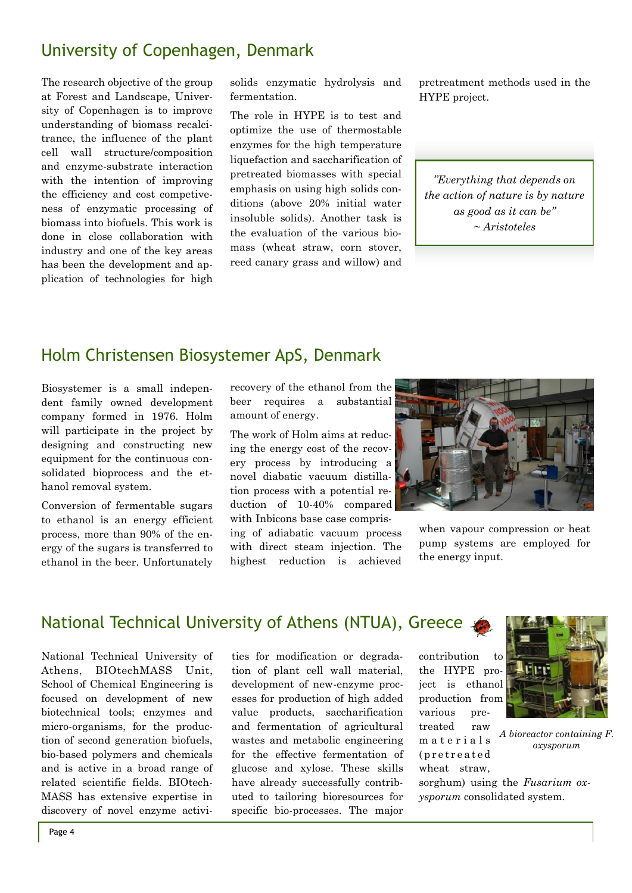## University of Copenhagen, Denmark

The research objective of the group at Forest and Landscape, University of Copenhagen is to improve understanding of biomass recalcitrance, the influence of the plant cell wall structure/composition and enzyme-substrate interaction with the intention of improving the efficiency and cost competiveness of enzymatic processing of biomass into biofuels. This work is done in close collaboration with industry and one of the key areas has been the development and application of technologies for high solids enzymatic hydrolysis and fermentation.

The role in HYPE is to test and optimize the use of thermostable enzymes for the high temperature liquefaction and saccharification of pretreated biomasses with special emphasis on using high solids conditions (above 20% initial water insoluble solids). Another task is the evaluation of the various biomass (wheat straw, corn stover, reed canary grass and willow) and pretreatment methods used in the HYPE project.

> *"Everything that depends on the action of nature is by nature as good as it can be"*
> *~ Aristoteles*

## Holm Christensen Biosystemer ApS, Denmark

Biosystemer is a small independent family owned development company formed in 1976. Holm will participate in the project by designing and constructing new equipment for the continuous consolidated bioprocess and the ethanol removal system.

Conversion of fermentable sugars to ethanol is an energy efficient process, more than 90% of the energy of the sugars is transferred to ethanol in the beer. Unfortunately recovery of the ethanol from the beer requires a substantial amount of energy.

The work of Holm aims at reducing the energy cost of the recovery process by introducing a novel diabatic vacuum distillation process with a potential reduction of 10-40% compared with Inbicons base case comprising of adiabatic vacuum process with direct steam injection. The highest reduction is achieved when vapour compression or heat pump systems are employed for the energy input.

## National Technical University of Athens (NTUA), Greece

National Technical University of Athens, BIOtechMASS Unit, School of Chemical Engineering is focused on development of new biotechnical tools; enzymes and micro-organisms, for the production of second generation biofuels, bio-based polymers and chemicals and is active in a broad range of related scientific fields. BIOtechMASS has extensive expertise in discovery of novel enzyme activities for modification or degradation of plant cell wall material, development of new-enzyme processes for production of high added value products, saccharification and fermentation of agricultural wastes and metabolic engineering for the effective fermentation of glucose and xylose. These skills have already successfully contributed to tailoring bioresources for specific bio-processes. The major contribution to the HYPE project is ethanol production from various pretreated raw materials (pretreated wheat straw, sorghum) using the *Fusarium oxysporum* consolidated system.

*A bioreactor containing F. oxysporum*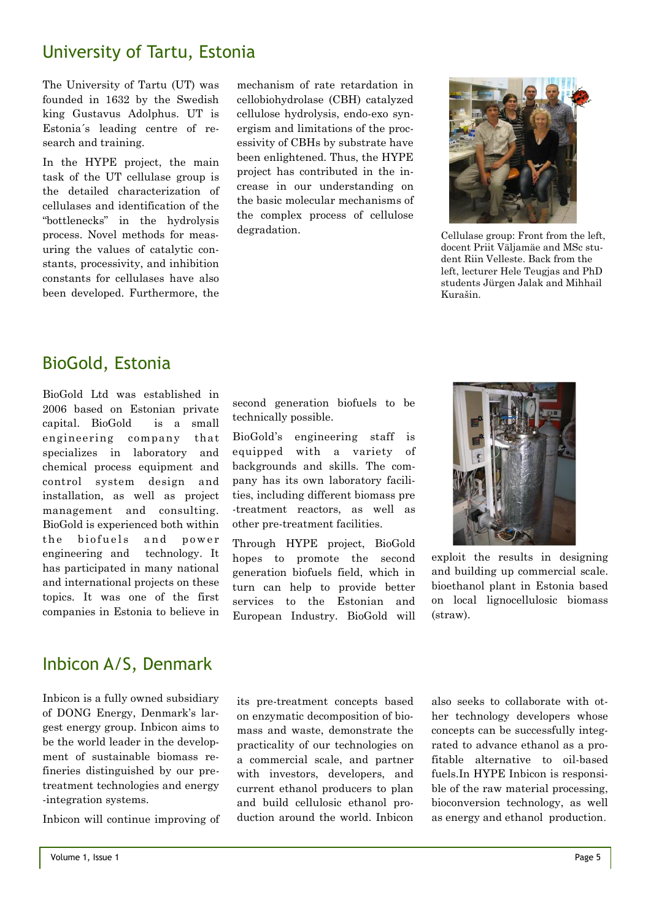## University of Tartu, Estonia

The University of Tartu (UT) was founded in 1632 by the Swedish king Gustavus Adolphus. UT is Estonia´s leading centre of research and training.

In the HYPE project, the main task of the UT cellulase group is the detailed characterization of cellulases and identification of the "bottlenecks" in the hydrolysis process. Novel methods for measuring the values of catalytic constants, processivity, and inhibition constants for cellulases have also been developed. Furthermore, the mechanism of rate retardation in cellobiohydrolase (CBH) catalyzed cellulose hydrolysis, endo-exo synergism and limitations of the processivity of CBHs by substrate have been enlightened. Thus, the HYPE project has contributed in the increase in our understanding on the basic molecular mechanisms of the complex process of cellulose degradation.

Cellulase group: Front from the left, docent Priit Väljamäe and MSc student Riin Velleste. Back from the left, lecturer Hele Teugjas and PhD students Jürgen Jalak and Mihhail Kurašin.

## BioGold, Estonia

BioGold Ltd was established in 2006 based on Estonian private capital. BioGold is a small engineering company that specializes in laboratory and chemical process equipment and control system design and installation, as well as project management and consulting. BioGold is experienced both within the biofuels and power engineering and technology. It has participated in many national and international projects on these topics. It was one of the first companies in Estonia to believe in second generation biofuels to be technically possible.

BioGold's engineering staff is equipped with a variety of backgrounds and skills. The company has its own laboratory facilities, including different biomass pre-treatment reactors, as well as other pre-treatment facilities.

Through HYPE project, BioGold hopes to promote the second generation biofuels field, which in turn can help to provide better services to the Estonian and European Industry. BioGold will exploit the results in designing and building up commercial scale. bioethanol plant in Estonia based on local lignocellulosic biomass (straw).

## Inbicon A/S, Denmark

Inbicon is a fully owned subsidiary of DONG Energy, Denmark's largest energy group. Inbicon aims to be the world leader in the development of sustainable biomass refineries distinguished by our pretreatment technologies and energy-integration systems.

Inbicon will continue improving of its pre-treatment concepts based on enzymatic decomposition of biomass and waste, demonstrate the practicality of our technologies on a commercial scale, and partner with investors, developers, and current ethanol producers to plan and build cellulosic ethanol production around the world. Inbicon also seeks to collaborate with other technology developers whose concepts can be successfully integrated to advance ethanol as a profitable alternative to oil-based fuels.In HYPE Inbicon is responsible of the raw material processing, bioconversion technology, as well as energy and ethanol production.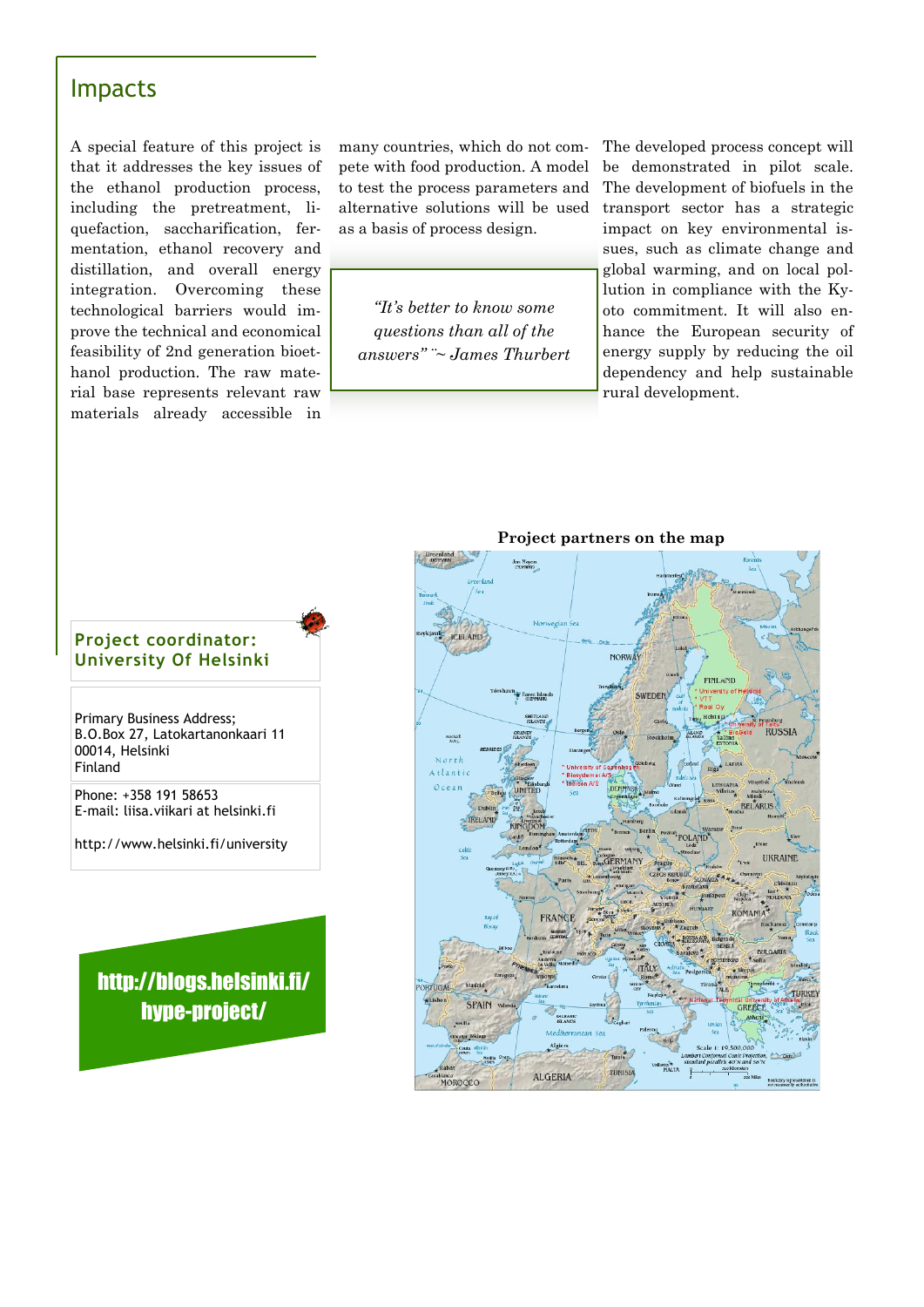## Impacts

A special feature of this project is that it addresses the key issues of the ethanol production process, including the pretreatment, liquefaction, saccharification, fermentation, ethanol recovery and distillation, and overall energy integration. Overcoming these technological barriers would improve the technical and economical feasibility of 2nd generation bioethanol production. The raw material base represents relevant raw materials already accessible in many countries, which do not compete with food production. A model to test the process parameters and alternative solutions will be used as a basis of process design.

> *"It's better to know some questions than all of the answers" ~ James Thurbert*

The developed process concept will be demonstrated in pilot scale. The development of biofuels in the transport sector has a strategic impact on key environmental issues, such as climate change and global warming, and on local pollution in compliance with the Kyoto commitment. It will also enhance the European security of energy supply by reducing the oil dependency and help sustainable rural development.

**Project coordinator: University Of Helsinki**

Primary Business Address;
B.O.Box 27, Latokartanonkaari 11
00014, Helsinki
Finland

Phone: +358 191 58653
E-mail: liisa.viikari at helsinki.fi

http://www.helsinki.fi/university

**http://blogs.helsinki.fi/hype-project/**

**Project partners on the map**

University of Helsinki
VTT
Roal Oy
University of Turku
BioGold
University of Copenhagen
Biosystemer A/S
Inbicon A/S
National Technical University of Athens